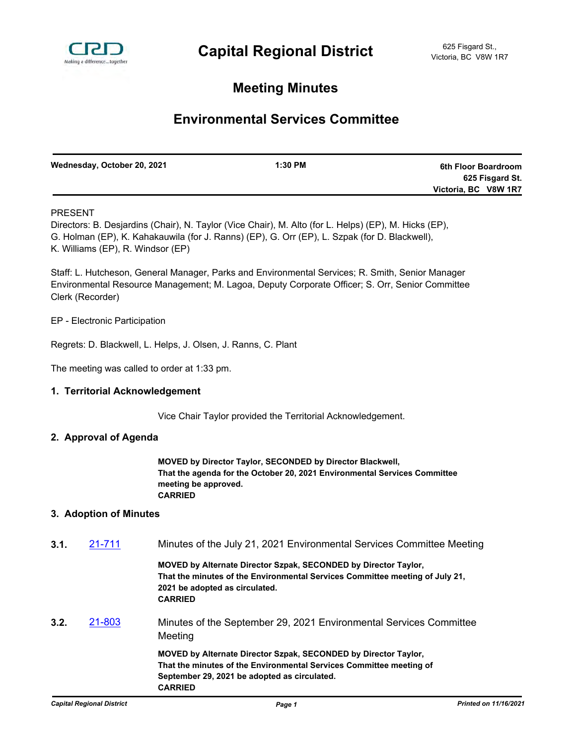# Capital Regional District

625 Fisgard St.,
Victoria, BC V8W 1R7

## Meeting Minutes

## Environmental Services Committee

| Wednesday, October 20, 2021 | 1:30 PM | 6th Floor Boardroom<br>625 Fisgard St.<br>Victoria, BC V8W 1R7 |
|---|---|---|

PRESENT

Directors: B. Desjardins (Chair), N. Taylor (Vice Chair), M. Alto (for L. Helps) (EP), M. Hicks (EP), G. Holman (EP), K. Kahakauwila (for J. Ranns) (EP), G. Orr (EP), L. Szpak (for D. Blackwell), K. Williams (EP), R. Windsor (EP)

Staff: L. Hutcheson, General Manager, Parks and Environmental Services; R. Smith, Senior Manager Environmental Resource Management; M. Lagoa, Deputy Corporate Officer; S. Orr, Senior Committee Clerk (Recorder)

EP - Electronic Participation

Regrets: D. Blackwell, L. Helps, J. Olsen, J. Ranns, C. Plant

The meeting was called to order at 1:33 pm.

### 1. Territorial Acknowledgement

Vice Chair Taylor provided the Territorial Acknowledgement.

### 2. Approval of Agenda

**MOVED by Director Taylor, SECONDED by Director Blackwell,**
**That the agenda for the October 20, 2021 Environmental Services Committee meeting be approved.**
**CARRIED**

### 3. Adoption of Minutes

**3.1.** 21-711 Minutes of the July 21, 2021 Environmental Services Committee Meeting

**MOVED by Alternate Director Szpak, SECONDED by Director Taylor,**
**That the minutes of the Environmental Services Committee meeting of July 21, 2021 be adopted as circulated.**
**CARRIED**

**3.2.** 21-803 Minutes of the September 29, 2021 Environmental Services Committee Meeting

**MOVED by Alternate Director Szpak, SECONDED by Director Taylor,**
**That the minutes of the Environmental Services Committee meeting of September 29, 2021 be adopted as circulated.**
**CARRIED**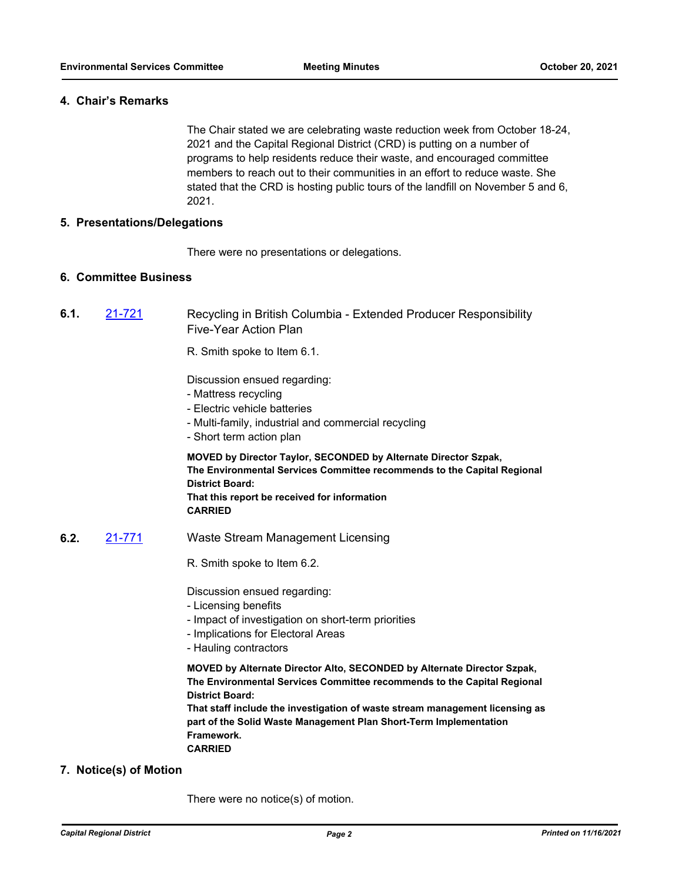## 4. Chair's Remarks

The Chair stated we are celebrating waste reduction week from October 18-24, 2021 and the Capital Regional District (CRD) is putting on a number of programs to help residents reduce their waste, and encouraged committee members to reach out to their communities in an effort to reduce waste. She stated that the CRD is hosting public tours of the landfill on November 5 and 6, 2021.

## 5. Presentations/Delegations

There were no presentations or delegations.

## 6. Committee Business

**6.1.** 21-721 Recycling in British Columbia - Extended Producer Responsibility Five-Year Action Plan

R. Smith spoke to Item 6.1.

Discussion ensued regarding:
- Mattress recycling
- Electric vehicle batteries
- Multi-family, industrial and commercial recycling
- Short term action plan

**MOVED by Director Taylor, SECONDED by Alternate Director Szpak,**
**The Environmental Services Committee recommends to the Capital Regional District Board:**
**That this report be received for information**
**CARRIED**

**6.2.** 21-771 Waste Stream Management Licensing

R. Smith spoke to Item 6.2.

Discussion ensued regarding:
- Licensing benefits
- Impact of investigation on short-term priorities
- Implications for Electoral Areas
- Hauling contractors

**MOVED by Alternate Director Alto, SECONDED by Alternate Director Szpak,**
**The Environmental Services Committee recommends to the Capital Regional District Board:**
**That staff include the investigation of waste stream management licensing as part of the Solid Waste Management Plan Short-Term Implementation Framework.**
**CARRIED**

## 7. Notice(s) of Motion

There were no notice(s) of motion.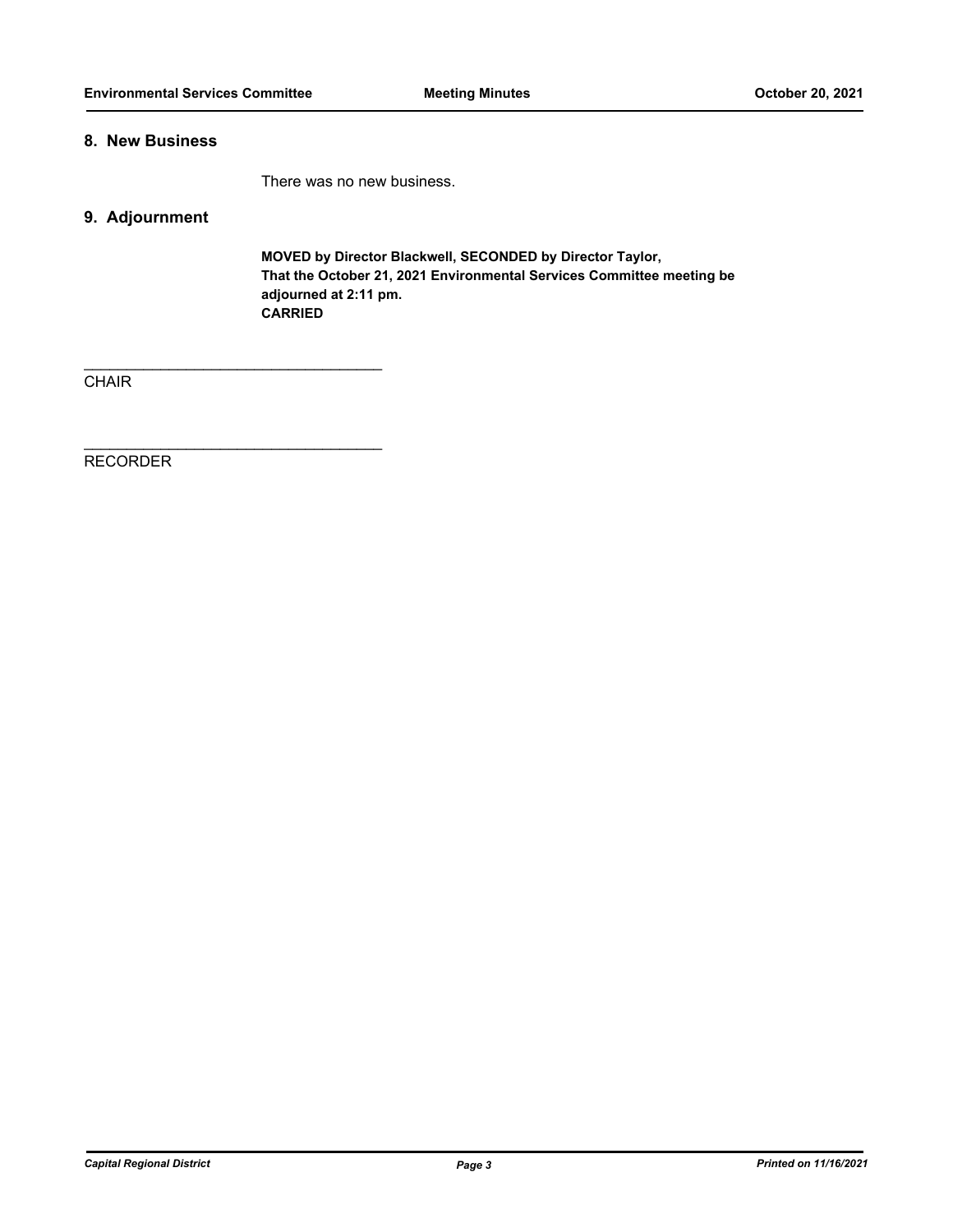## 8. New Business

There was no new business.

## 9. Adjournment

**MOVED by Director Blackwell, SECONDED by Director Taylor,**
**That the October 21, 2021 Environmental Services Committee meeting be adjourned at 2:11 pm.**
**CARRIED**

___________________________________
CHAIR

___________________________________
RECORDER